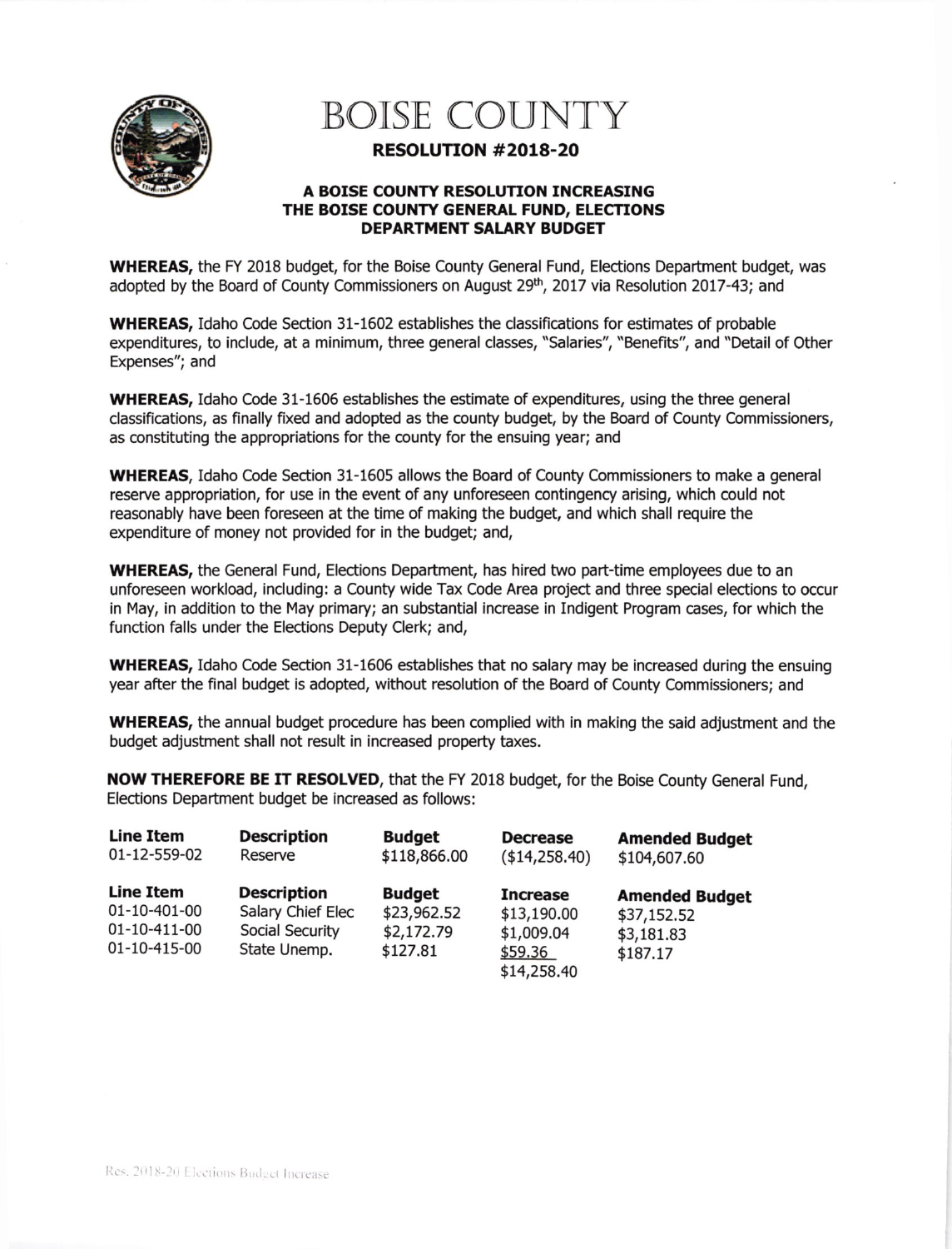# BOISE COUNTY

## RESOLUTION #2018-20

### A BOISE COUNTY RESOLUTION INCREASING THE BOISE COUNTY GENERAL FUND, ELECTIONS DEPARTMENT SALARY BUDGET

**WHEREAS,** the FY 2018 budget, for the Boise County General Fund, Elections Department budget, was adopted by the Board of County Commissioners on August 29th, 2017 via Resolution 2017-43; and

**WHEREAS,** Idaho Code Section 31-1602 establishes the classifications for estimates of probable expenditures, to include, at a minimum, three general classes, "Salaries", "Benefits", and "Detail of Other Expenses"; and

**WHEREAS,** Idaho Code 31-1606 establishes the estimate of expenditures, using the three general classifications, as finally fixed and adopted as the county budget, by the Board of County Commissioners, as constituting the appropriations for the county for the ensuing year; and

**WHEREAS,** Idaho Code Section 31-1605 allows the Board of County Commissioners to make a general reserve appropriation, for use in the event of any unforeseen contingency arising, which could not reasonably have been foreseen at the time of making the budget, and which shall require the expenditure of money not provided for in the budget; and,

**WHEREAS,** the General Fund, Elections Department, has hired two part-time employees due to an unforeseen workload, including: a County wide Tax Code Area project and three special elections to occur in May, in addition to the May primary; an substantial increase in Indigent Program cases, for which the function falls under the Elections Deputy Clerk; and,

**WHEREAS,** Idaho Code Section 31-1606 establishes that no salary may be increased during the ensuing year after the final budget is adopted, without resolution of the Board of County Commissioners; and

**WHEREAS,** the annual budget procedure has been complied with in making the said adjustment and the budget adjustment shall not result in increased property taxes.

**NOW THEREFORE BE IT RESOLVED**, that the FY 2018 budget, for the Boise County General Fund, Elections Department budget be increased as follows:

| Line Item | Description | Budget | Decrease | Amended Budget |
|---|---|---|---|---|
| 01-12-559-02 | Reserve | $118,866.00 | ($14,258.40) | $104,607.60 |

| Line Item | Description | Budget | Increase | Amended Budget |
|---|---|---|---|---|
| 01-10-401-00 | Salary Chief Elec | $23,962.52 | $13,190.00 | $37,152.52 |
| 01-10-411-00 | Social Security | $2,172.79 | $1,009.04 | $3,181.83 |
| 01-10-415-00 | State Unemp. | $127.81 | $59.36 | $187.17 |
| | | | $14,258.40 | |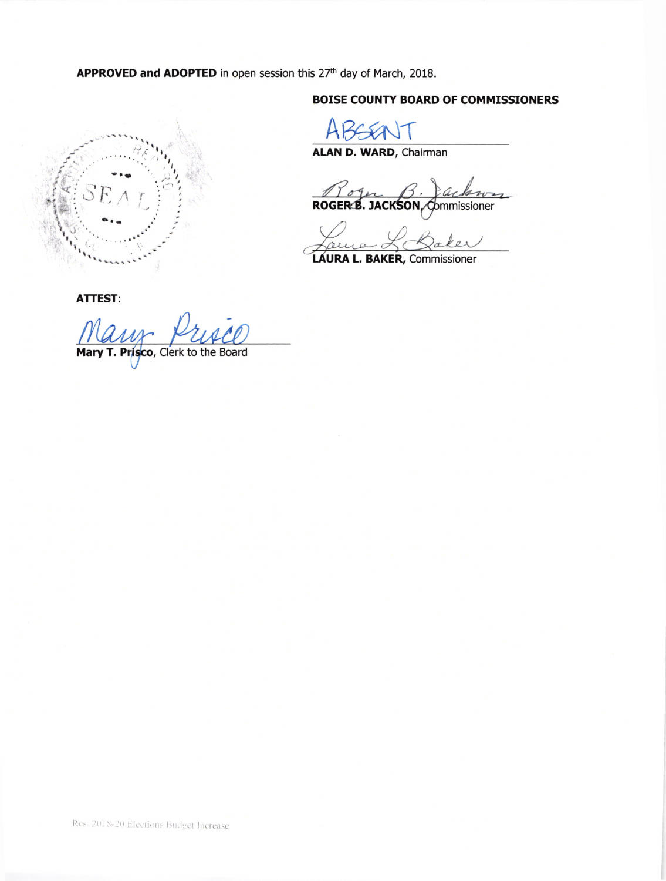**APPROVED and ADOPTED** in open session this 27th day of March, 2018.

**BOISE COUNTY BOARD OF COMMISSIONERS**

ABSENT

**ALAN D. WARD**, Chairman

Roger B. Jackson

**ROGER B. JACKSON**, Commissioner

Laura L. Baker

**LAURA L. BAKER**, Commissioner

SEAL

**ATTEST**:

Mary Prisco

**Mary T. Prisco**, Clerk to the Board

Res. 2018-20 Elections Budget Increase